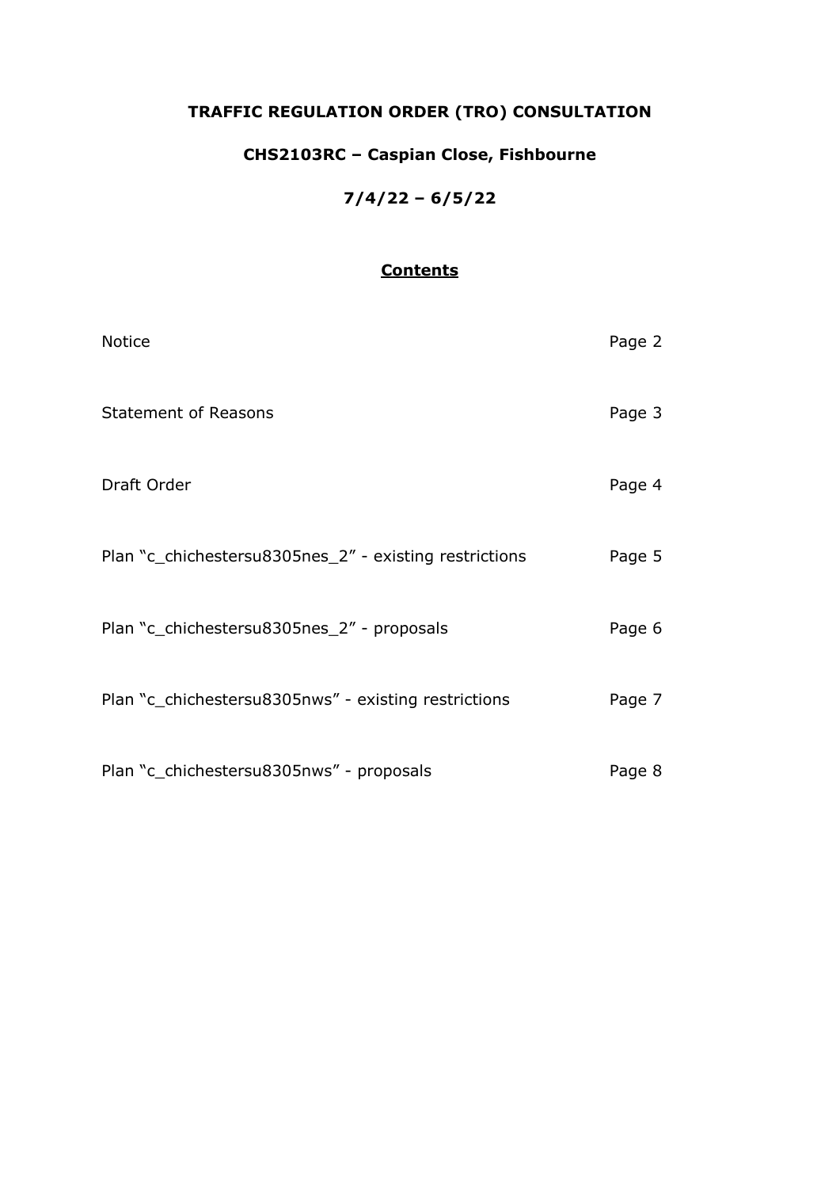# TRAFFIC REGULATION ORDER (TRO) CONSULTATION

## CHS2103RC – Caspian Close, Fishbourne

## 7/4/22 – 6/5/22

### Contents

| | |
|---|---|
| Notice | Page 2 |
| Statement of Reasons | Page 3 |
| Draft Order | Page 4 |
| Plan "c_chichestersu8305nes_2" - existing restrictions | Page 5 |
| Plan "c_chichestersu8305nes_2" - proposals | Page 6 |
| Plan "c_chichestersu8305nws" - existing restrictions | Page 7 |
| Plan "c_chichestersu8305nws" - proposals | Page 8 |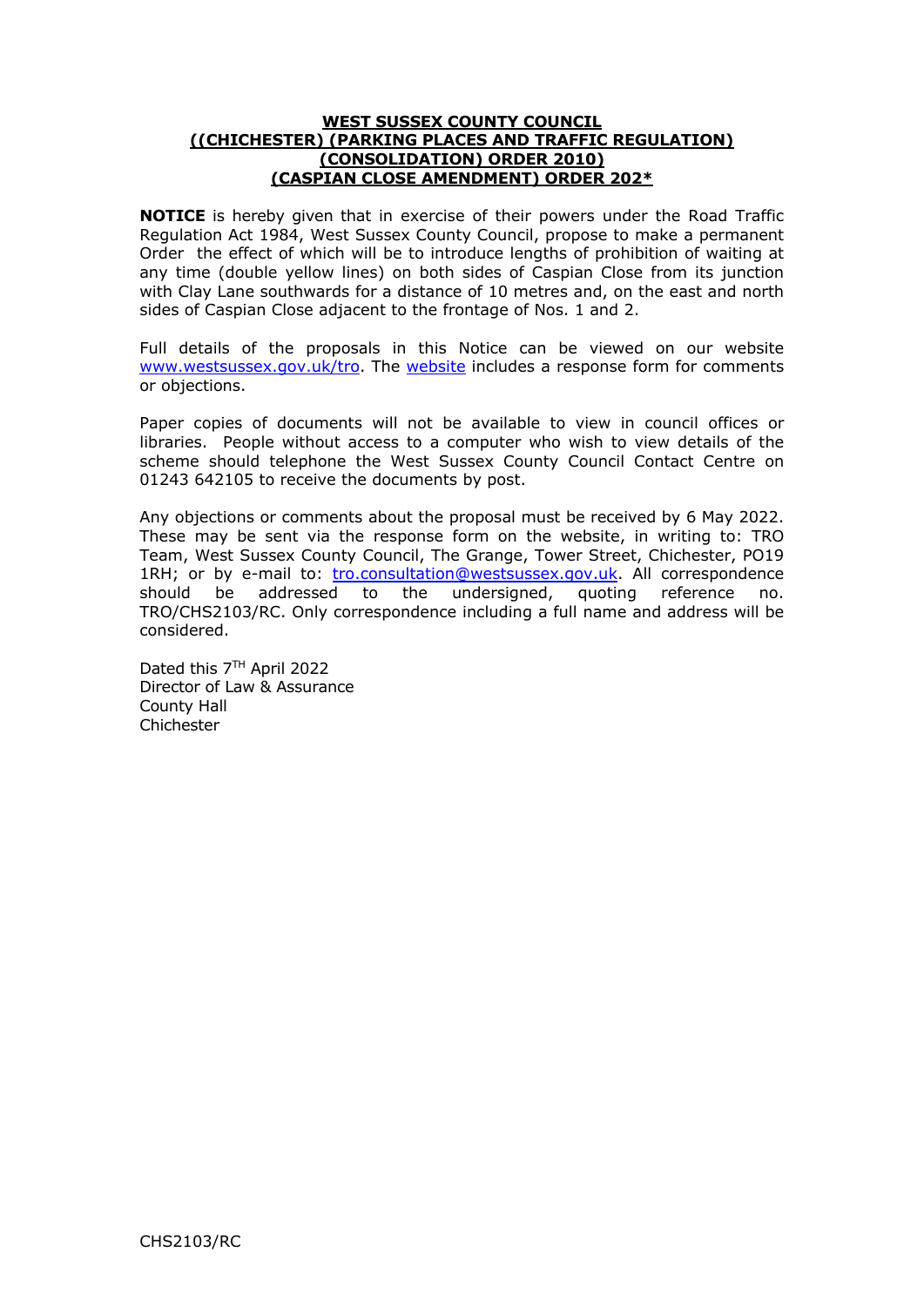**WEST SUSSEX COUNTY COUNCIL**
**((CHICHESTER) (PARKING PLACES AND TRAFFIC REGULATION)**
**(CONSOLIDATION) ORDER 2010)**
**(CASPIAN CLOSE AMENDMENT) ORDER 202***

**NOTICE** is hereby given that in exercise of their powers under the Road Traffic Regulation Act 1984, West Sussex County Council, propose to make a permanent Order the effect of which will be to introduce lengths of prohibition of waiting at any time (double yellow lines) on both sides of Caspian Close from its junction with Clay Lane southwards for a distance of 10 metres and, on the east and north sides of Caspian Close adjacent to the frontage of Nos. 1 and 2.

Full details of the proposals in this Notice can be viewed on our website www.westsussex.gov.uk/tro. The website includes a response form for comments or objections.

Paper copies of documents will not be available to view in council offices or libraries. People without access to a computer who wish to view details of the scheme should telephone the West Sussex County Council Contact Centre on 01243 642105 to receive the documents by post.

Any objections or comments about the proposal must be received by 6 May 2022. These may be sent via the response form on the website, in writing to: TRO Team, West Sussex County Council, The Grange, Tower Street, Chichester, PO19 1RH; or by e-mail to: tro.consultation@westsussex.gov.uk. All correspondence should be addressed to the undersigned, quoting reference no. TRO/CHS2103/RC. Only correspondence including a full name and address will be considered.

Dated this 7TH April 2022
Director of Law & Assurance
County Hall
Chichester

CHS2103/RC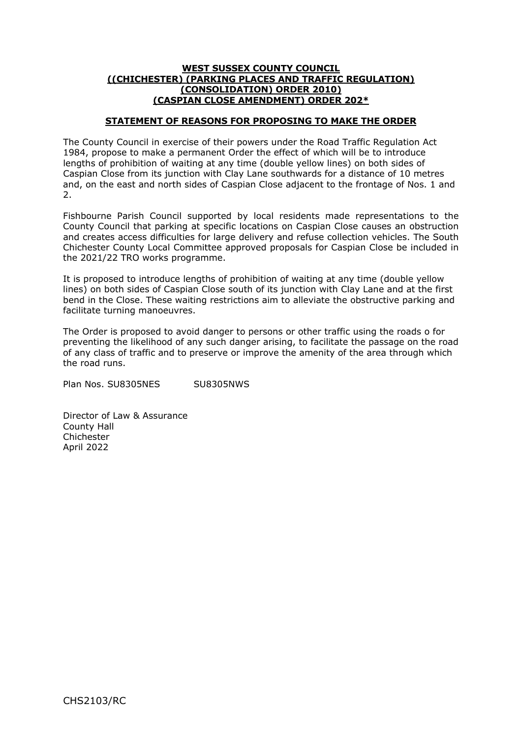**WEST SUSSEX COUNTY COUNCIL**
**((CHICHESTER) (PARKING PLACES AND TRAFFIC REGULATION)**
**(CONSOLIDATION) ORDER 2010)**
**(CASPIAN CLOSE AMENDMENT) ORDER 202*)**

**STATEMENT OF REASONS FOR PROPOSING TO MAKE THE ORDER**

The County Council in exercise of their powers under the Road Traffic Regulation Act 1984, propose to make a permanent Order the effect of which will be to introduce lengths of prohibition of waiting at any time (double yellow lines) on both sides of Caspian Close from its junction with Clay Lane southwards for a distance of 10 metres and, on the east and north sides of Caspian Close adjacent to the frontage of Nos. 1 and 2.

Fishbourne Parish Council supported by local residents made representations to the County Council that parking at specific locations on Caspian Close causes an obstruction and creates access difficulties for large delivery and refuse collection vehicles. The South Chichester County Local Committee approved proposals for Caspian Close be included in the 2021/22 TRO works programme.

It is proposed to introduce lengths of prohibition of waiting at any time (double yellow lines) on both sides of Caspian Close south of its junction with Clay Lane and at the first bend in the Close. These waiting restrictions aim to alleviate the obstructive parking and facilitate turning manoeuvres.

The Order is proposed to avoid danger to persons or other traffic using the roads o for preventing the likelihood of any such danger arising, to facilitate the passage on the road of any class of traffic and to preserve or improve the amenity of the area through which the road runs.

Plan Nos. SU8305NES SU8305NWS

Director of Law & Assurance
County Hall
Chichester
April 2022

CHS2103/RC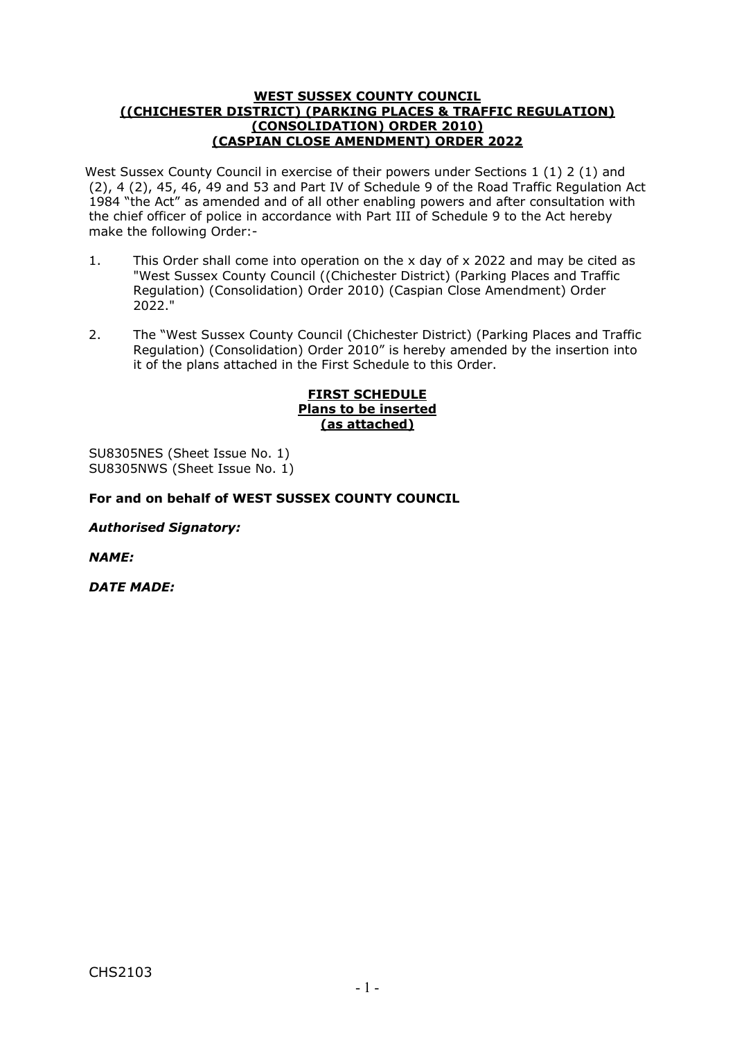**WEST SUSSEX COUNTY COUNCIL**
**((CHICHESTER DISTRICT) (PARKING PLACES & TRAFFIC REGULATION) (CONSOLIDATION) ORDER 2010)**
**(CASPIAN CLOSE AMENDMENT) ORDER 2022**

West Sussex County Council in exercise of their powers under Sections 1 (1) 2 (1) and (2), 4 (2), 45, 46, 49 and 53 and Part IV of Schedule 9 of the Road Traffic Regulation Act 1984 "the Act" as amended and of all other enabling powers and after consultation with the chief officer of police in accordance with Part III of Schedule 9 to the Act hereby make the following Order:-

1. This Order shall come into operation on the x day of x 2022 and may be cited as "West Sussex County Council (Chichester District) (Parking Places and Traffic Regulation) (Consolidation) Order 2010) (Caspian Close Amendment) Order 2022."

2. The "West Sussex County Council (Chichester District) (Parking Places and Traffic Regulation) (Consolidation) Order 2010" is hereby amended by the insertion into it of the plans attached in the First Schedule to this Order.

**FIRST SCHEDULE**
**Plans to be inserted**
**(as attached)**

SU8305NES (Sheet Issue No. 1)
SU8305NWS (Sheet Issue No. 1)

**For and on behalf of WEST SUSSEX COUNTY COUNCIL**

***Authorised Signatory:***

***NAME:***

***DATE MADE:***

CHS2103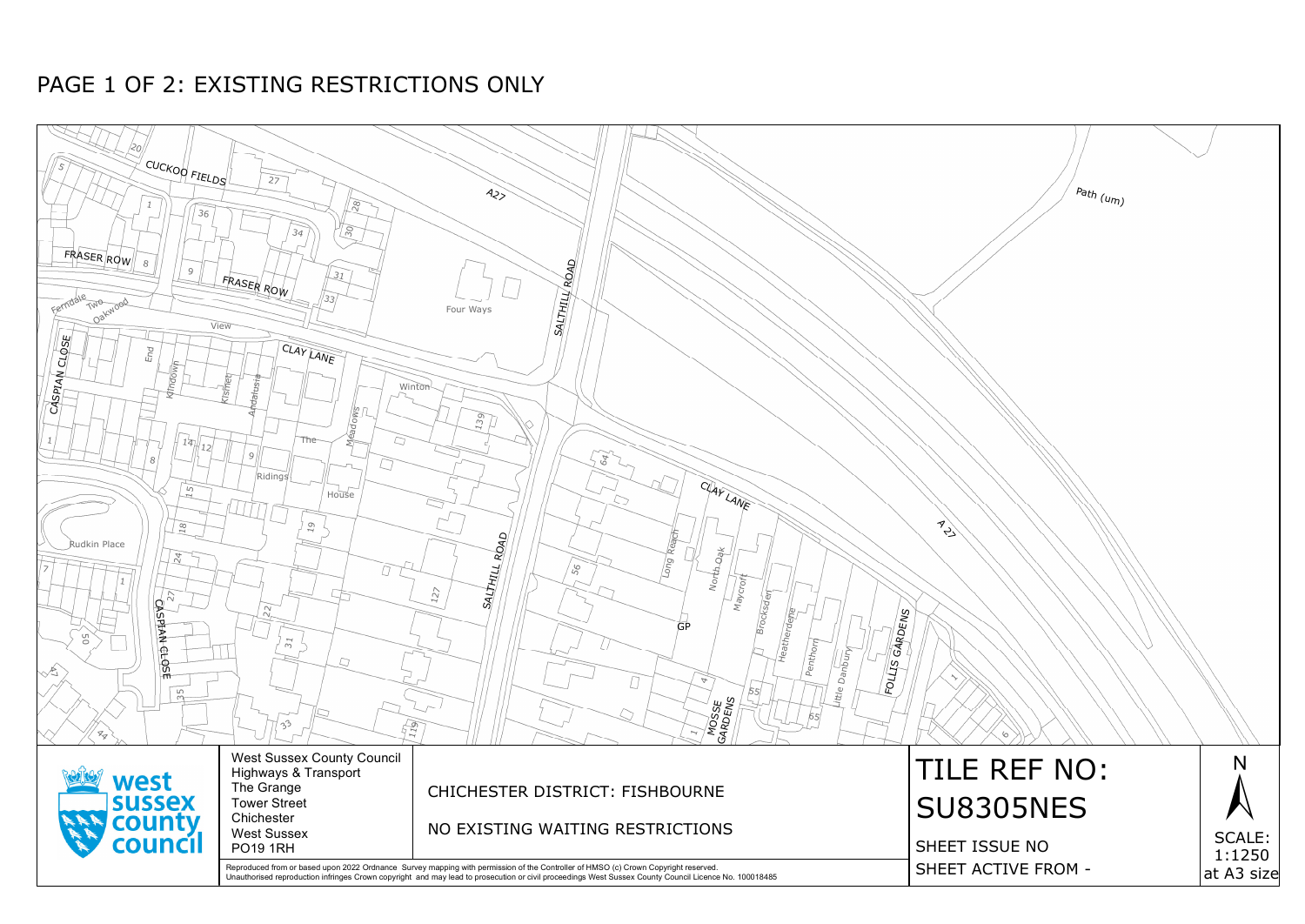# PAGE 1 OF 2: EXISTING RESTRICTIONS ONLY

CUCKOO FIELDS

FRASER ROW

CLAY LANE

CASPIAN CLOSE

SALTHILL ROAD

A27

Path (um)

FOLLIS GARDENS

MOSSE GARDENS

Rudkin Place

West Sussex County Council
Highways & Transport
The Grange
Tower Street
Chichester
West Sussex
PO19 1RH

CHICHESTER DISTRICT: FISHBOURNE

NO EXISTING WAITING RESTRICTIONS

Reproduced from or based upon 2022 Ordnance Survey mapping with permission of the Controller of HMSO (c) Crown Copyright reserved.
Unauthorised reproduction infringes Crown copyright and may lead to prosecution or civil proceedings West Sussex County Council Licence No. 100018485

TILE REF NO:
SU8305NES

SHEET ISSUE NO

SHEET ACTIVE FROM -

N

SCALE:
1:1250
at A3 size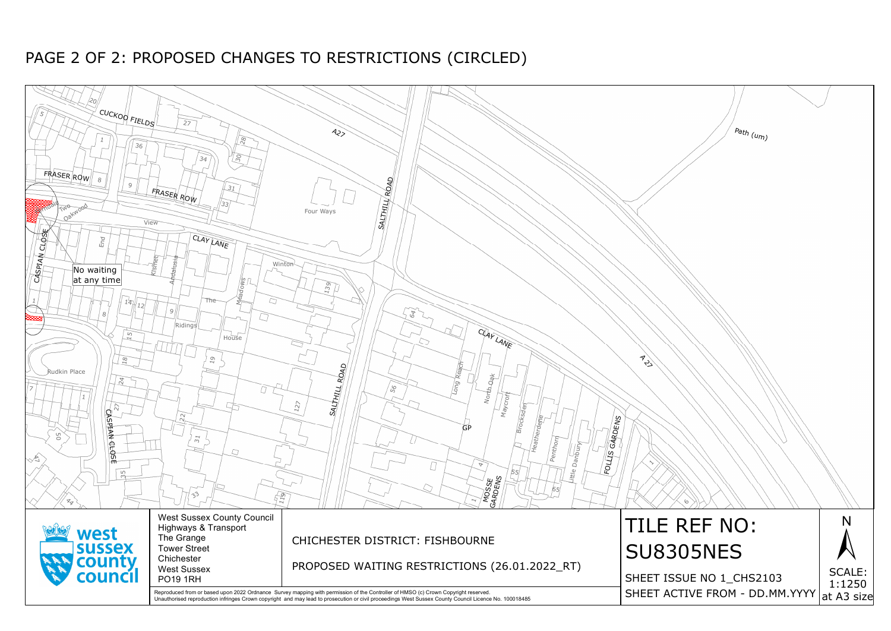# PAGE 2 OF 2: PROPOSED CHANGES TO RESTRICTIONS (CIRCLED)

CUCKOO FIELDS

FRASER ROW

CLAY LANE

CASPIAN CLOSE

SALTHILL ROAD

A27

MOSSE GARDENS

FOLLIS GARDENS

Rudkin Place

Path (um)

No waiting at any time

West Sussex County Council
Highways & Transport
The Grange
Tower Street
Chichester
West Sussex
PO19 1RH

CHICHESTER DISTRICT: FISHBOURNE

PROPOSED WAITING RESTRICTIONS (26.01.2022_RT)

TILE REF NO:
SU8305NES

SHEET ISSUE NO 1_CHS2103
SHEET ACTIVE FROM - DD.MM.YYYY

N

SCALE: 1:1250 at A3 size

Reproduced from or based upon 2022 Ordnance Survey mapping with permission of the Controller of HMSO (c) Crown Copyright reserved.
Unauthorised reproduction infringes Crown copyright and may lead to prosecution or civil proceedings West Sussex County Council Licence No. 100018485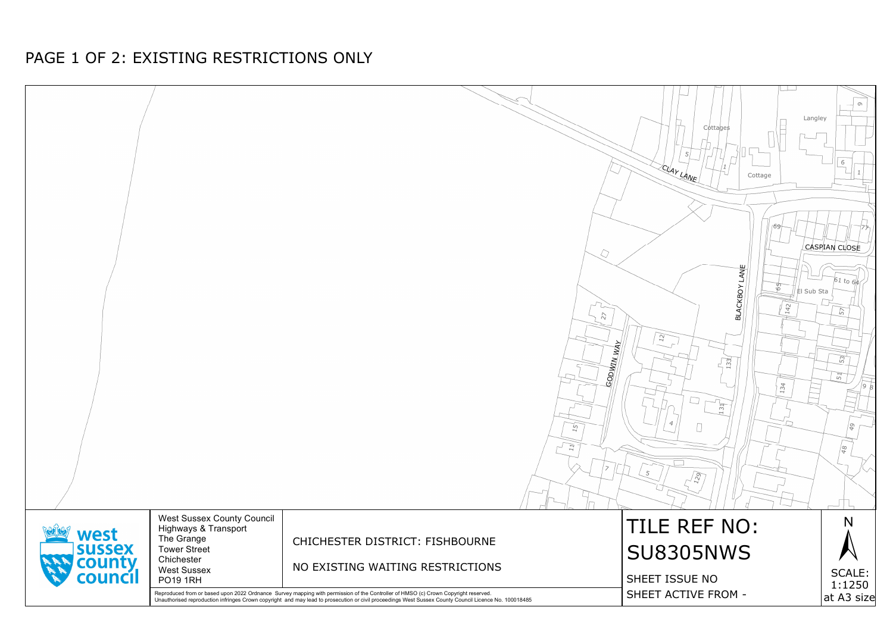# PAGE 1 OF 2: EXISTING RESTRICTIONS ONLY

Cottages

Langley

CLAY LANE

Cottage

CASPIAN CLOSE

BLACKBOY LANE

El Sub Sta

61 to 64

GODWIN WAY

West Sussex County Council
Highways & Transport
The Grange
Tower Street
Chichester
West Sussex
PO19 1RH

CHICHESTER DISTRICT: FISHBOURNE

NO EXISTING WAITING RESTRICTIONS

TILE REF NO:
SU8305NWS

SHEET ISSUE NO

SHEET ACTIVE FROM -

N

SCALE:
1:1250
at A3 size

Reproduced from or based upon 2022 Ordnance Survey mapping with permission of the Controller of HMSO (c) Crown Copyright reserved.
Unauthorised reproduction infringes Crown copyright and may lead to prosecution or civil proceedings West Sussex County Council Licence No. 100018485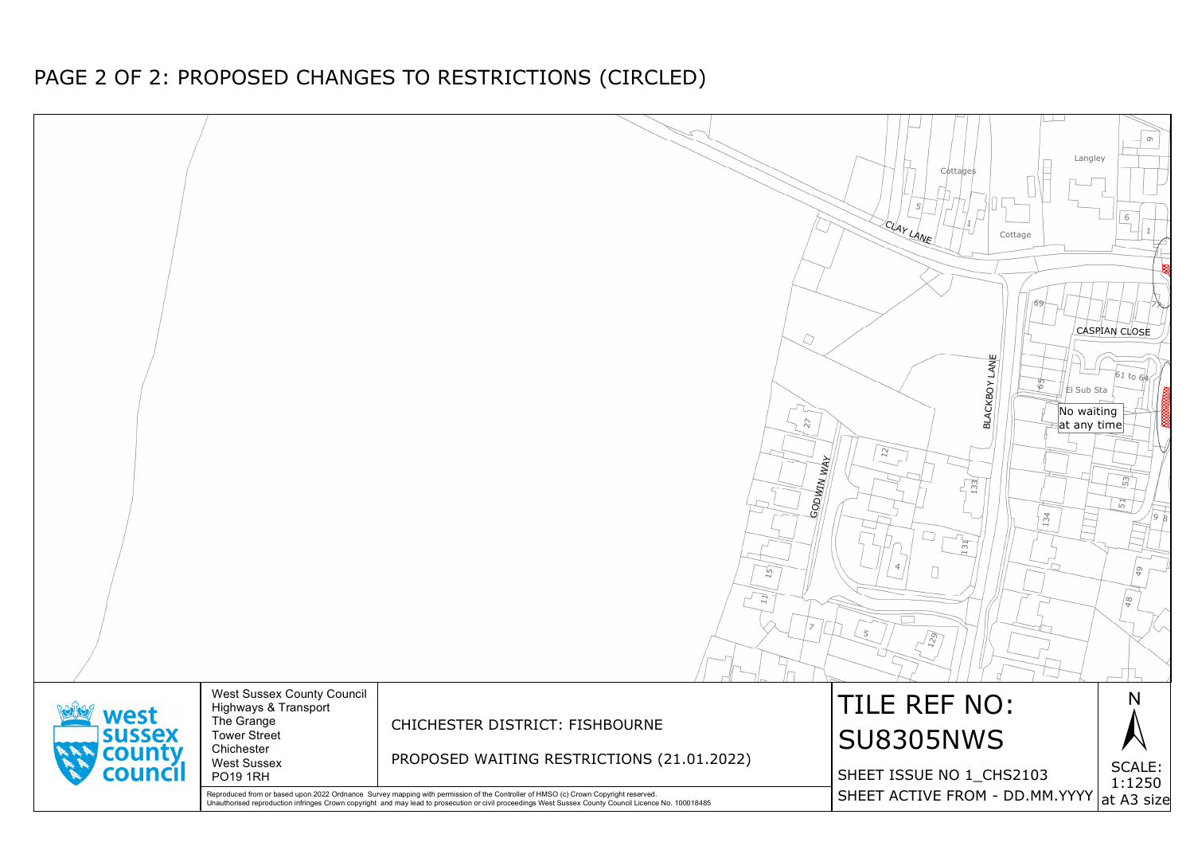# PAGE 2 OF 2: PROPOSED CHANGES TO RESTRICTIONS (CIRCLED)

CLAY LANE

Cottages

Cottage

Langley

CASPIAN CLOSE

BLACKBOY LANE

GODWIN WAY

El Sub Sta

No waiting at any time

61 to 64

West Sussex County Council
Highways & Transport
The Grange
Tower Street
Chichester
West Sussex
PO19 1RH

CHICHESTER DISTRICT: FISHBOURNE

PROPOSED WAITING RESTRICTIONS (21.01.2022)

TILE REF NO: SU8305NWS

SHEET ISSUE NO 1_CHS2103

SHEET ACTIVE FROM - DD.MM.YYYY

N

SCALE: 1:1250 at A3 size

Reproduced from or based upon 2022 Ordnance Survey mapping with permission of the Controller of HMSO (c) Crown Copyright reserved.
Unauthorised reproduction infringes Crown copyright and may lead to prosecution or civil proceedings West Sussex County Council Licence No. 100018485